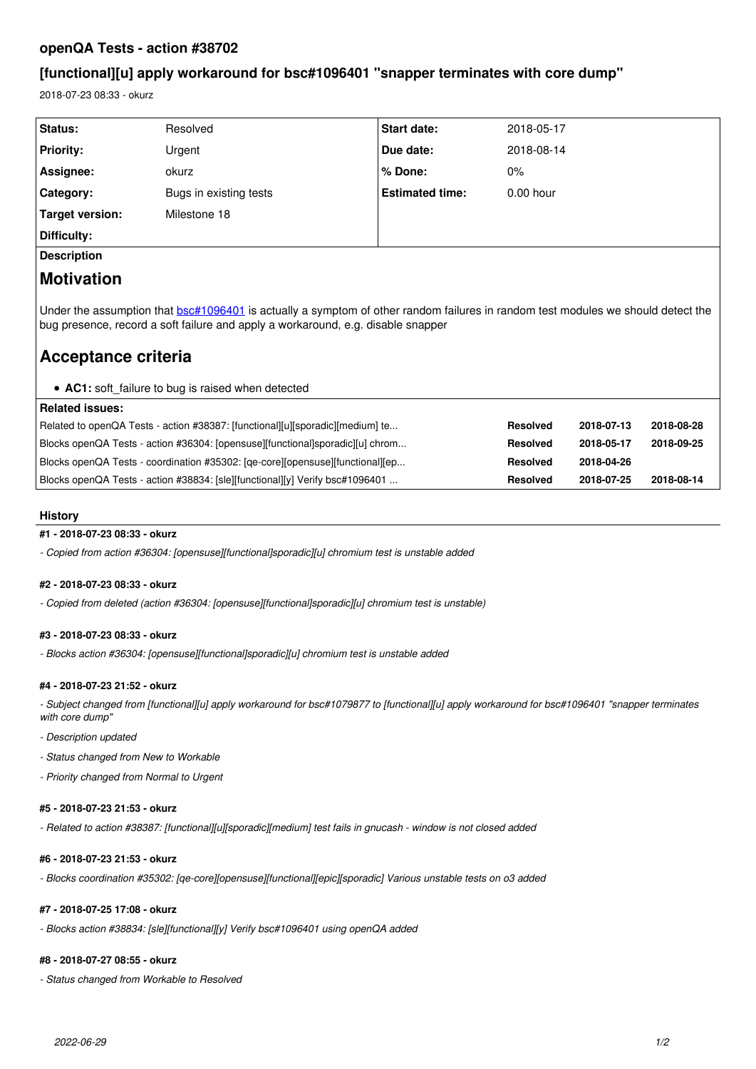# openQA Tests - action #38702

## [functional][u] apply workaround for bsc#1096401 "snapper terminates with core dump"

2018-07-23 08:33 - okurz

| | | | |
|---|---|---|---|
| **Status:** | Resolved | **Start date:** | 2018-05-17 |
| **Priority:** | Urgent | **Due date:** | 2018-08-14 |
| **Assignee:** | okurz | **% Done:** | 0% |
| **Category:** | Bugs in existing tests | **Estimated time:** | 0.00 hour |
| **Target version:** | Milestone 18 | | |
| **Difficulty:** | | | |

**Description**

# Motivation

Under the assumption that bsc#1096401 is actually a symptom of other random failures in random test modules we should detect the bug presence, record a soft failure and apply a workaround, e.g. disable snapper

# Acceptance criteria

- **AC1:** soft_failure to bug is raised when detected

**Related issues:**

| | | | |
|---|---|---|---|
| Related to openQA Tests - action #38387: [functional][u][sporadic][medium] te... | **Resolved** | **2018-07-13** | **2018-08-28** |
| Blocks openQA Tests - action #36304: [opensuse][functional]sporadic][u] chrom... | **Resolved** | **2018-05-17** | **2018-09-25** |
| Blocks openQA Tests - coordination #35302: [qe-core][opensuse][functional][ep... | **Resolved** | **2018-04-26** | |
| Blocks openQA Tests - action #38834: [sle][functional][y] Verify bsc#1096401 ... | **Resolved** | **2018-07-25** | **2018-08-14** |

### History

#### #1 - 2018-07-23 08:33 - okurz

*- Copied from action #36304: [opensuse][functional]sporadic][u] chromium test is unstable added*

#### #2 - 2018-07-23 08:33 - okurz

*- Copied from deleted (action #36304: [opensuse][functional]sporadic][u] chromium test is unstable)*

#### #3 - 2018-07-23 08:33 - okurz

*- Blocks action #36304: [opensuse][functional]sporadic][u] chromium test is unstable added*

#### #4 - 2018-07-23 21:52 - okurz

*- Subject changed from [functional][u] apply workaround for bsc#1079877 to [functional][u] apply workaround for bsc#1096401 "snapper terminates with core dump"*

*- Description updated*

*- Status changed from New to Workable*

*- Priority changed from Normal to Urgent*

#### #5 - 2018-07-23 21:53 - okurz

*- Related to action #38387: [functional][u][sporadic][medium] test fails in gnucash - window is not closed added*

#### #6 - 2018-07-23 21:53 - okurz

*- Blocks coordination #35302: [qe-core][opensuse][functional][epic][sporadic] Various unstable tests on o3 added*

#### #7 - 2018-07-25 17:08 - okurz

*- Blocks action #38834: [sle][functional][y] Verify bsc#1096401 using openQA added*

#### #8 - 2018-07-27 08:55 - okurz

*- Status changed from Workable to Resolved*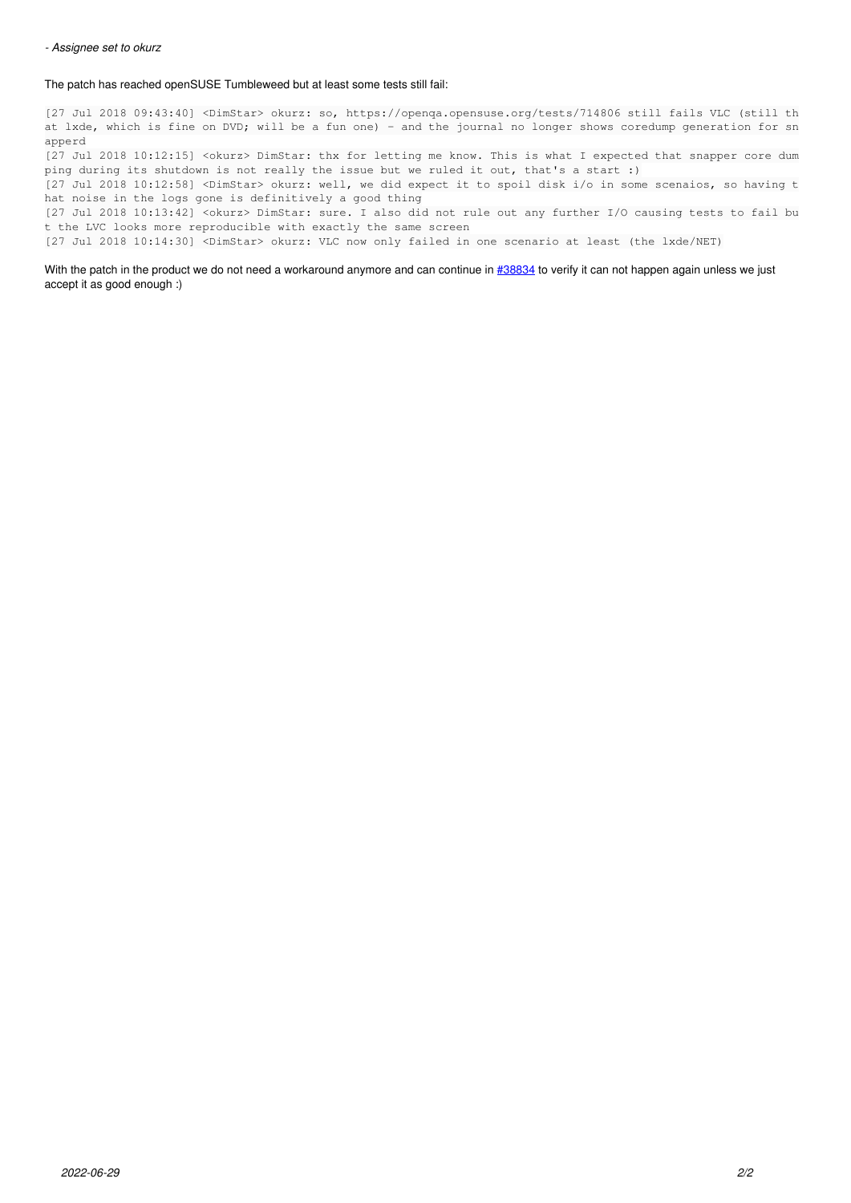- *Assignee set to okurz*

The patch has reached openSUSE Tumbleweed but at least some tests still fail:

```
[27 Jul 2018 09:43:40] <DimStar> okurz: so, https://openqa.opensuse.org/tests/714806 still fails VLC (still that lxde, which is fine on DVD; will be a fun one) - and the journal no longer shows coredump generation for snapperd
[27 Jul 2018 10:12:15] <okurz> DimStar: thx for letting me know. This is what I expected that snapper core dumping during its shutdown is not really the issue but we ruled it out, that's a start :)
[27 Jul 2018 10:12:58] <DimStar> okurz: well, we did expect it to spoil disk i/o in some scenaios, so having that noise in the logs gone is definitively a good thing
[27 Jul 2018 10:13:42] <okurz> DimStar: sure. I also did not rule out any further I/O causing tests to fail but the LVC looks more reproducible with exactly the same screen
[27 Jul 2018 10:14:30] <DimStar> okurz: VLC now only failed in one scenario at least (the lxde/NET)
```

With the patch in the product we do not need a workaround anymore and can continue in #38834 to verify it can not happen again unless we just accept it as good enough :)